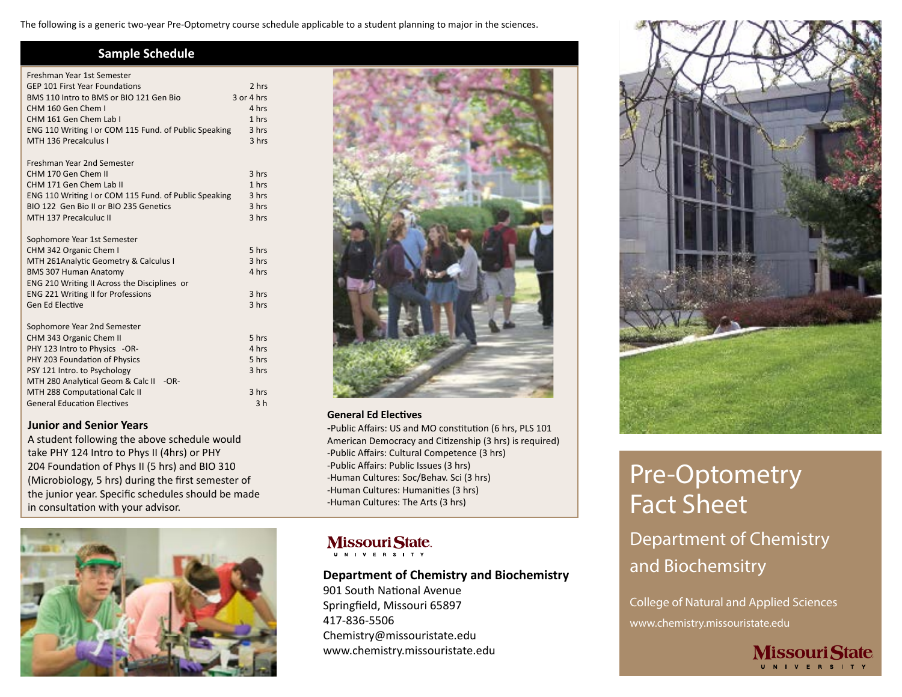The following is a generic two-year Pre-Optometry course schedule applicable to a student planning to major in the sciences.

## Sample Schedule

| Freshman Year 1st Semester | |
|---|---|
| GEP 101 First Year Foundations | 2 hrs |
| BMS 110 Intro to BMS or BIO 121 Gen Bio | 3 or 4 hrs |
| CHM 160 Gen Chem I | 4 hrs |
| CHM 161 Gen Chem Lab I | 1 hrs |
| ENG 110 Writing I or COM 115 Fund. of Public Speaking | 3 hrs |
| MTH 136 Precalculus I | 3 hrs |

| Freshman Year 2nd Semester | |
|---|---|
| CHM 170 Gen Chem II | 3 hrs |
| CHM 171 Gen Chem Lab II | 1 hrs |
| ENG 110 Writing I or COM 115 Fund. of Public Speaking | 3 hrs |
| BIO 122 Gen Bio II or BIO 235 Genetics | 3 hrs |
| MTH 137 Precalculuc II | 3 hrs |

| Sophomore Year 1st Semester | |
|---|---|
| CHM 342 Organic Chem I | 5 hrs |
| MTH 261Analytic Geometry & Calculus I | 3 hrs |
| BMS 307 Human Anatomy | 4 hrs |
| ENG 210 Writing II Across the Disciplines or ENG 221 Writing II for Professions | 3 hrs |
| Gen Ed Elective | 3 hrs |

| Sophomore Year 2nd Semester | |
|---|---|
| CHM 343 Organic Chem II | 5 hrs |
| PHY 123 Intro to Physics -OR- | 4 hrs |
| PHY 203 Foundation of Physics | 5 hrs |
| PSY 121 Intro. to Psychology | 3 hrs |
| MTH 280 Analytical Geom & Calc II -OR- MTH 288 Computational Calc II | 3 hrs |
| General Education Electives | 3 h |

### Junior and Senior Years

A student following the above schedule would take PHY 124 Intro to Phys II (4hrs) or PHY 204 Foundation of Phys II (5 hrs) and BIO 310 (Microbiology, 5 hrs) during the first semester of the junior year. Specific schedules should be made in consultation with your advisor.

### General Ed Electives

- Public Affairs: US and MO constitution (6 hrs, PLS 101 American Democracy and Citizenship (3 hrs) is required)
- Public Affairs: Cultural Competence (3 hrs)
- Public Affairs: Public Issues (3 hrs)
- Human Cultures: Soc/Behav. Sci (3 hrs)
- Human Cultures: Humanities (3 hrs)
- Human Cultures: The Arts (3 hrs)

Missouri State University

**Department of Chemistry and Biochemistry**
901 South National Avenue
Springfield, Missouri 65897
417-836-5506
Chemistry@missouristate.edu
www.chemistry.missouristate.edu

# Pre-Optometry Fact Sheet

## Department of Chemistry and Biochemsitry

College of Natural and Applied Sciences
www.chemistry.missouristate.edu

Missouri State University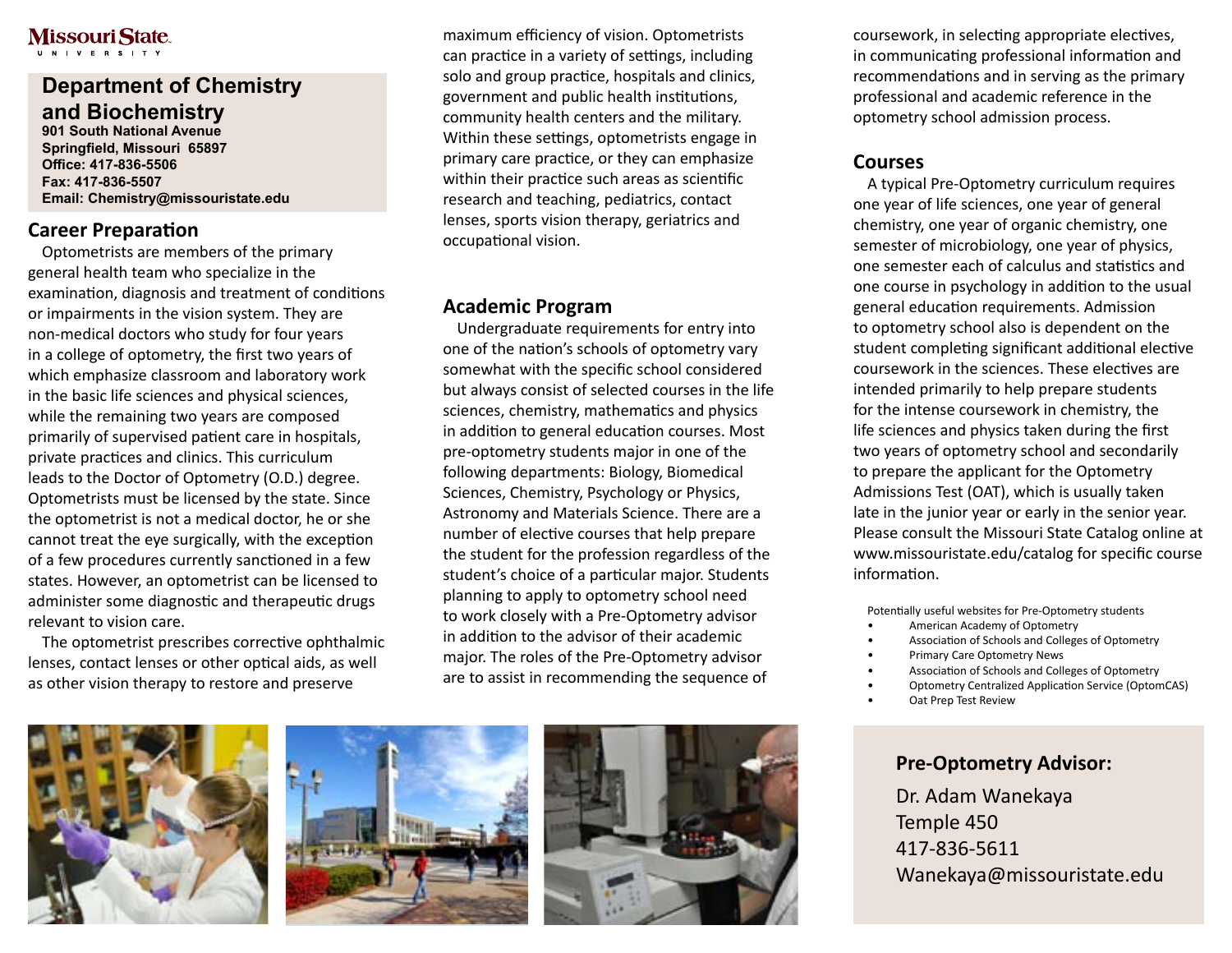Missouri State UNIVERSITY

## Department of Chemistry and Biochemistry

**901 South National Avenue**
**Springfield, Missouri 65897**
**Office: 417-836-5506**
**Fax: 417-836-5507**
**Email: Chemistry@missouristate.edu**

## Career Preparation

Optometrists are members of the primary general health team who specialize in the examination, diagnosis and treatment of conditions or impairments in the vision system. They are non-medical doctors who study for four years in a college of optometry, the first two years of which emphasize classroom and laboratory work in the basic life sciences and physical sciences, while the remaining two years are composed primarily of supervised patient care in hospitals, private practices and clinics. This curriculum leads to the Doctor of Optometry (O.D.) degree. Optometrists must be licensed by the state. Since the optometrist is not a medical doctor, he or she cannot treat the eye surgically, with the exception of a few procedures currently sanctioned in a few states. However, an optometrist can be licensed to administer some diagnostic and therapeutic drugs relevant to vision care.

The optometrist prescribes corrective ophthalmic lenses, contact lenses or other optical aids, as well as other vision therapy to restore and preserve maximum efficiency of vision. Optometrists can practice in a variety of settings, including solo and group practice, hospitals and clinics, government and public health institutions, community health centers and the military. Within these settings, optometrists engage in primary care practice, or they can emphasize within their practice such areas as scientific research and teaching, pediatrics, contact lenses, sports vision therapy, geriatrics and occupational vision.

## Academic Program

Undergraduate requirements for entry into one of the nation's schools of optometry vary somewhat with the specific school considered but always consist of selected courses in the life sciences, chemistry, mathematics and physics in addition to general education courses. Most pre-optometry students major in one of the following departments: Biology, Biomedical Sciences, Chemistry, Psychology or Physics, Astronomy and Materials Science. There are a number of elective courses that help prepare the student for the profession regardless of the student's choice of a particular major. Students planning to apply to optometry school need to work closely with a Pre-Optometry advisor in addition to the advisor of their academic major. The roles of the Pre-Optometry advisor are to assist in recommending the sequence of coursework, in selecting appropriate electives, in communicating professional information and recommendations and in serving as the primary professional and academic reference in the optometry school admission process.

## Courses

A typical Pre-Optometry curriculum requires one year of life sciences, one year of general chemistry, one year of organic chemistry, one semester of microbiology, one year of physics, one semester each of calculus and statistics and one course in psychology in addition to the usual general education requirements. Admission to optometry school also is dependent on the student completing significant additional elective coursework in the sciences. These electives are intended primarily to help prepare students for the intense coursework in chemistry, the life sciences and physics taken during the first two years of optometry school and secondarily to prepare the applicant for the Optometry Admissions Test (OAT), which is usually taken late in the junior year or early in the senior year. Please consult the Missouri State Catalog online at www.missouristate.edu/catalog for specific course information.

Potentially useful websites for Pre-Optometry students

- American Academy of Optometry
- Association of Schools and Colleges of Optometry
- Primary Care Optometry News
- Association of Schools and Colleges of Optometry
- Optometry Centralized Application Service (OptomCAS)
- Oat Prep Test Review

**Pre-Optometry Advisor:**

Dr. Adam Wanekaya
Temple 450
417-836-5611
Wanekaya@missouristate.edu